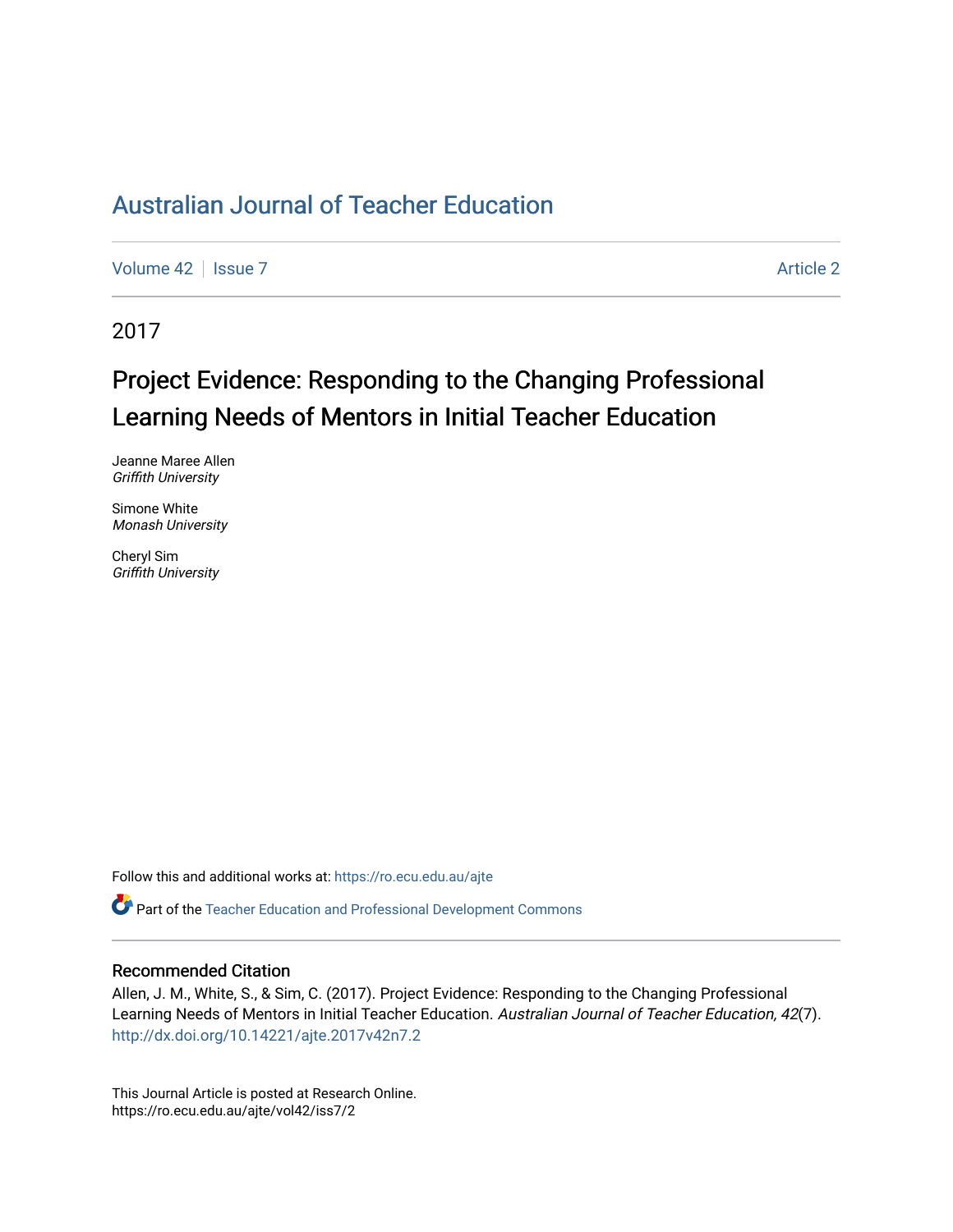# Australian Journal of Teacher Education

Volume 42 | Issue 7 | Article 2

2017

## Project Evidence: Responding to the Changing Professional Learning Needs of Mentors in Initial Teacher Education

Jeanne Maree Allen
*Griffith University*

Simone White
*Monash University*

Cheryl Sim
*Griffith University*

Follow this and additional works at: https://ro.ecu.edu.au/ajte

Part of the Teacher Education and Professional Development Commons

### Recommended Citation

Allen, J. M., White, S., & Sim, C. (2017). Project Evidence: Responding to the Changing Professional Learning Needs of Mentors in Initial Teacher Education. *Australian Journal of Teacher Education, 42*(7). http://dx.doi.org/10.14221/ajte.2017v42n7.2

This Journal Article is posted at Research Online.
https://ro.ecu.edu.au/ajte/vol42/iss7/2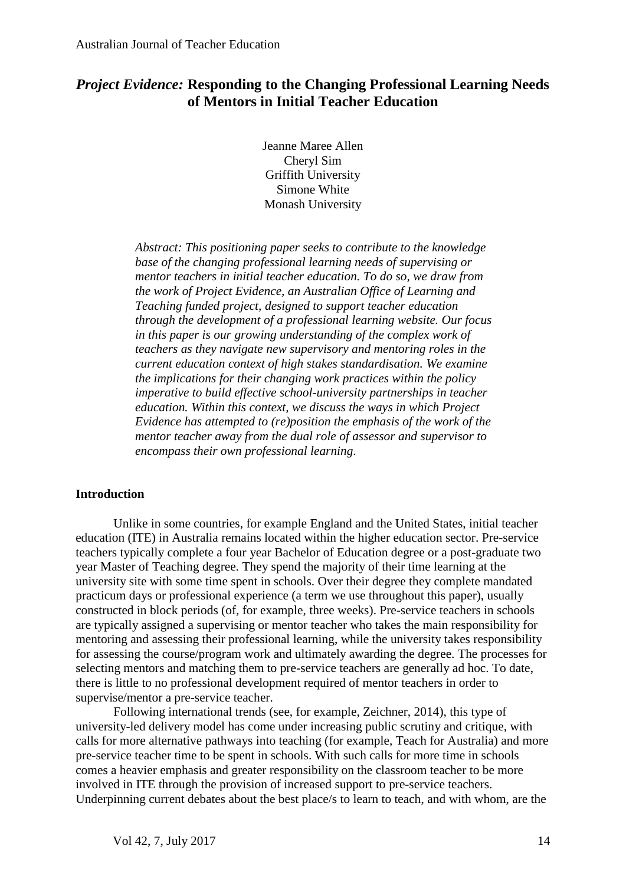# *Project Evidence:* Responding to the Changing Professional Learning Needs of Mentors in Initial Teacher Education

Jeanne Maree Allen  
Cheryl Sim  
Griffith University  
Simone White  
Monash University

*Abstract: This positioning paper seeks to contribute to the knowledge base of the changing professional learning needs of supervising or mentor teachers in initial teacher education. To do so, we draw from the work of Project Evidence, an Australian Office of Learning and Teaching funded project, designed to support teacher education through the development of a professional learning website. Our focus in this paper is our growing understanding of the complex work of teachers as they navigate new supervisory and mentoring roles in the current education context of high stakes standardisation. We examine the implications for their changing work practices within the policy imperative to build effective school-university partnerships in teacher education. Within this context, we discuss the ways in which Project Evidence has attempted to (re)position the emphasis of the work of the mentor teacher away from the dual role of assessor and supervisor to encompass their own professional learning.*

## Introduction

Unlike in some countries, for example England and the United States, initial teacher education (ITE) in Australia remains located within the higher education sector. Pre-service teachers typically complete a four year Bachelor of Education degree or a post-graduate two year Master of Teaching degree. They spend the majority of their time learning at the university site with some time spent in schools. Over their degree they complete mandated practicum days or professional experience (a term we use throughout this paper), usually constructed in block periods (of, for example, three weeks). Pre-service teachers in schools are typically assigned a supervising or mentor teacher who takes the main responsibility for mentoring and assessing their professional learning, while the university takes responsibility for assessing the course/program work and ultimately awarding the degree. The processes for selecting mentors and matching them to pre-service teachers are generally ad hoc. To date, there is little to no professional development required of mentor teachers in order to supervise/mentor a pre-service teacher.

Following international trends (see, for example, Zeichner, 2014), this type of university-led delivery model has come under increasing public scrutiny and critique, with calls for more alternative pathways into teaching (for example, Teach for Australia) and more pre-service teacher time to be spent in schools. With such calls for more time in schools comes a heavier emphasis and greater responsibility on the classroom teacher to be more involved in ITE through the provision of increased support to pre-service teachers. Underpinning current debates about the best place/s to learn to teach, and with whom, are the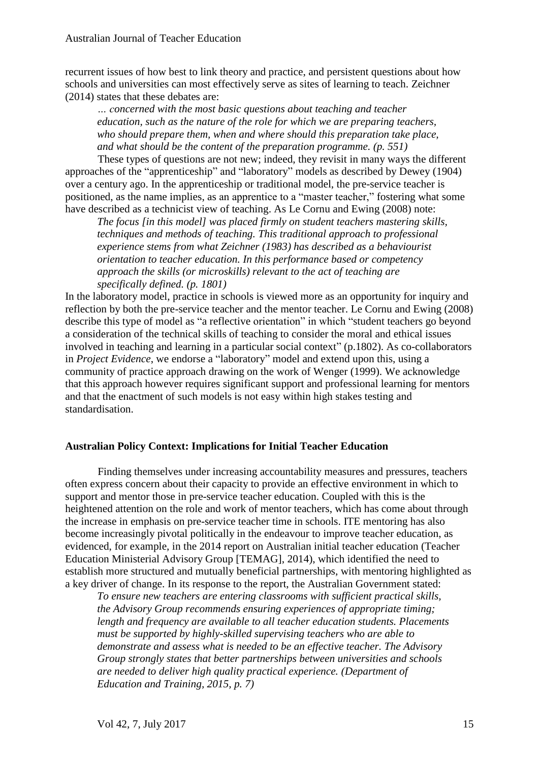recurrent issues of how best to link theory and practice, and persistent questions about how schools and universities can most effectively serve as sites of learning to teach. Zeichner (2014) states that these debates are:

> *… concerned with the most basic questions about teaching and teacher education, such as the nature of the role for which we are preparing teachers, who should prepare them, when and where should this preparation take place, and what should be the content of the preparation programme. (p. 551)*

These types of questions are not new; indeed, they revisit in many ways the different approaches of the "apprenticeship" and "laboratory" models as described by Dewey (1904) over a century ago. In the apprenticeship or traditional model, the pre-service teacher is positioned, as the name implies, as an apprentice to a "master teacher," fostering what some have described as a technicist view of teaching. As Le Cornu and Ewing (2008) note:

> *The focus [in this model] was placed firmly on student teachers mastering skills, techniques and methods of teaching. This traditional approach to professional experience stems from what Zeichner (1983) has described as a behaviourist orientation to teacher education. In this performance based or competency approach the skills (or microskills) relevant to the act of teaching are specifically defined. (p. 1801)*

In the laboratory model, practice in schools is viewed more as an opportunity for inquiry and reflection by both the pre-service teacher and the mentor teacher. Le Cornu and Ewing (2008) describe this type of model as "a reflective orientation" in which "student teachers go beyond a consideration of the technical skills of teaching to consider the moral and ethical issues involved in teaching and learning in a particular social context" (p.1802). As co-collaborators in *Project Evidence*, we endorse a "laboratory" model and extend upon this, using a community of practice approach drawing on the work of Wenger (1999). We acknowledge that this approach however requires significant support and professional learning for mentors and that the enactment of such models is not easy within high stakes testing and standardisation.

## Australian Policy Context: Implications for Initial Teacher Education

Finding themselves under increasing accountability measures and pressures, teachers often express concern about their capacity to provide an effective environment in which to support and mentor those in pre-service teacher education. Coupled with this is the heightened attention on the role and work of mentor teachers, which has come about through the increase in emphasis on pre-service teacher time in schools. ITE mentoring has also become increasingly pivotal politically in the endeavour to improve teacher education, as evidenced, for example, in the 2014 report on Australian initial teacher education (Teacher Education Ministerial Advisory Group [TEMAG], 2014), which identified the need to establish more structured and mutually beneficial partnerships, with mentoring highlighted as a key driver of change. In its response to the report, the Australian Government stated:

> *To ensure new teachers are entering classrooms with sufficient practical skills, the Advisory Group recommends ensuring experiences of appropriate timing; length and frequency are available to all teacher education students. Placements must be supported by highly-skilled supervising teachers who are able to demonstrate and assess what is needed to be an effective teacher. The Advisory Group strongly states that better partnerships between universities and schools are needed to deliver high quality practical experience. (Department of Education and Training, 2015, p. 7)*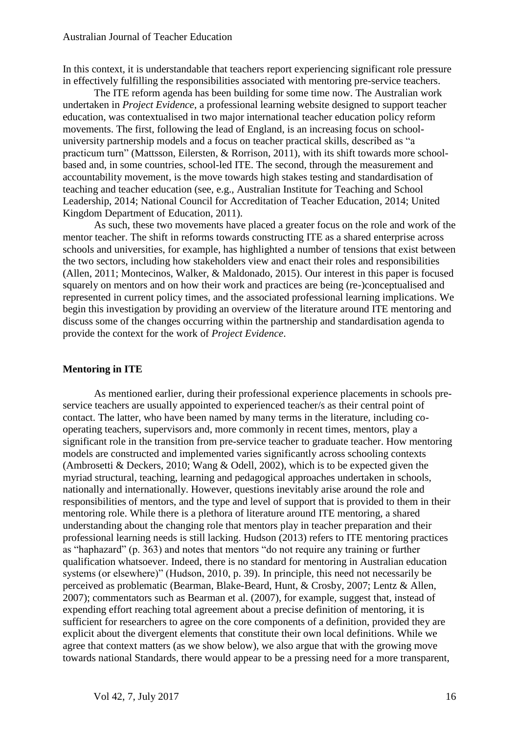In this context, it is understandable that teachers report experiencing significant role pressure in effectively fulfilling the responsibilities associated with mentoring pre-service teachers.

The ITE reform agenda has been building for some time now. The Australian work undertaken in *Project Evidence*, a professional learning website designed to support teacher education, was contextualised in two major international teacher education policy reform movements. The first, following the lead of England, is an increasing focus on school-university partnership models and a focus on teacher practical skills, described as "a practicum turn" (Mattsson, Eilersten, & Rorrison, 2011), with its shift towards more school-based and, in some countries, school-led ITE. The second, through the measurement and accountability movement, is the move towards high stakes testing and standardisation of teaching and teacher education (see, e.g., Australian Institute for Teaching and School Leadership, 2014; National Council for Accreditation of Teacher Education, 2014; United Kingdom Department of Education, 2011).

As such, these two movements have placed a greater focus on the role and work of the mentor teacher. The shift in reforms towards constructing ITE as a shared enterprise across schools and universities, for example, has highlighted a number of tensions that exist between the two sectors, including how stakeholders view and enact their roles and responsibilities (Allen, 2011; Montecinos, Walker, & Maldonado, 2015). Our interest in this paper is focused squarely on mentors and on how their work and practices are being (re-)conceptualised and represented in current policy times, and the associated professional learning implications. We begin this investigation by providing an overview of the literature around ITE mentoring and discuss some of the changes occurring within the partnership and standardisation agenda to provide the context for the work of *Project Evidence*.

## Mentoring in ITE

As mentioned earlier, during their professional experience placements in schools pre-service teachers are usually appointed to experienced teacher/s as their central point of contact. The latter, who have been named by many terms in the literature, including co-operating teachers, supervisors and, more commonly in recent times, mentors, play a significant role in the transition from pre-service teacher to graduate teacher. How mentoring models are constructed and implemented varies significantly across schooling contexts (Ambrosetti & Deckers, 2010; Wang & Odell, 2002), which is to be expected given the myriad structural, teaching, learning and pedagogical approaches undertaken in schools, nationally and internationally. However, questions inevitably arise around the role and responsibilities of mentors, and the type and level of support that is provided to them in their mentoring role. While there is a plethora of literature around ITE mentoring, a shared understanding about the changing role that mentors play in teacher preparation and their professional learning needs is still lacking. Hudson (2013) refers to ITE mentoring practices as "haphazard" (p. 363) and notes that mentors "do not require any training or further qualification whatsoever. Indeed, there is no standard for mentoring in Australian education systems (or elsewhere)" (Hudson, 2010, p. 39). In principle, this need not necessarily be perceived as problematic (Bearman, Blake-Beard, Hunt, & Crosby, 2007; Lentz & Allen, 2007); commentators such as Bearman et al. (2007), for example, suggest that, instead of expending effort reaching total agreement about a precise definition of mentoring, it is sufficient for researchers to agree on the core components of a definition, provided they are explicit about the divergent elements that constitute their own local definitions. While we agree that context matters (as we show below), we also argue that with the growing move towards national Standards, there would appear to be a pressing need for a more transparent,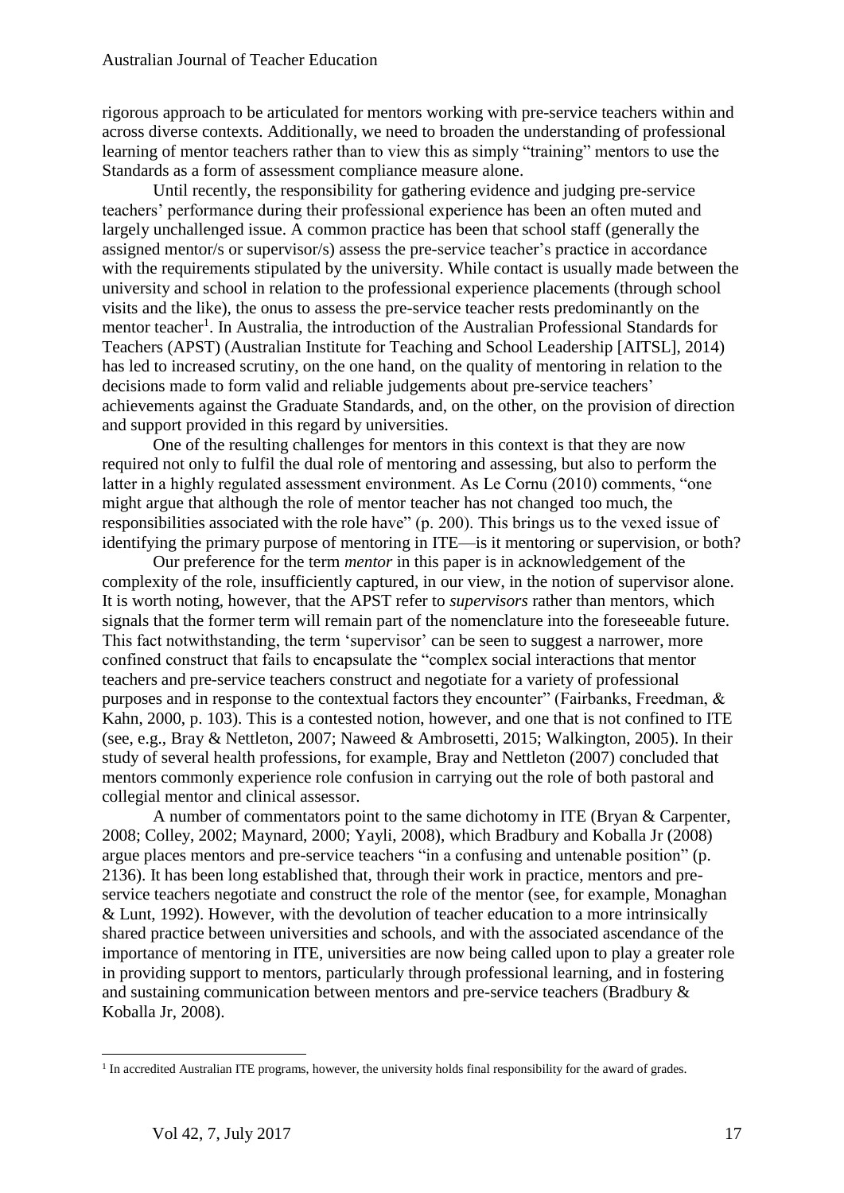rigorous approach to be articulated for mentors working with pre-service teachers within and across diverse contexts. Additionally, we need to broaden the understanding of professional learning of mentor teachers rather than to view this as simply "training" mentors to use the Standards as a form of assessment compliance measure alone.

Until recently, the responsibility for gathering evidence and judging pre-service teachers' performance during their professional experience has been an often muted and largely unchallenged issue. A common practice has been that school staff (generally the assigned mentor/s or supervisor/s) assess the pre-service teacher's practice in accordance with the requirements stipulated by the university. While contact is usually made between the university and school in relation to the professional experience placements (through school visits and the like), the onus to assess the pre-service teacher rests predominantly on the mentor teacher[1]. In Australia, the introduction of the Australian Professional Standards for Teachers (APST) (Australian Institute for Teaching and School Leadership [AITSL], 2014) has led to increased scrutiny, on the one hand, on the quality of mentoring in relation to the decisions made to form valid and reliable judgements about pre-service teachers' achievements against the Graduate Standards, and, on the other, on the provision of direction and support provided in this regard by universities.

One of the resulting challenges for mentors in this context is that they are now required not only to fulfil the dual role of mentoring and assessing, but also to perform the latter in a highly regulated assessment environment. As Le Cornu (2010) comments, "one might argue that although the role of mentor teacher has not changed too much, the responsibilities associated with the role have" (p. 200). This brings us to the vexed issue of identifying the primary purpose of mentoring in ITE—is it mentoring or supervision, or both?

Our preference for the term *mentor* in this paper is in acknowledgement of the complexity of the role, insufficiently captured, in our view, in the notion of supervisor alone. It is worth noting, however, that the APST refer to *supervisors* rather than mentors, which signals that the former term will remain part of the nomenclature into the foreseeable future. This fact notwithstanding, the term 'supervisor' can be seen to suggest a narrower, more confined construct that fails to encapsulate the "complex social interactions that mentor teachers and pre-service teachers construct and negotiate for a variety of professional purposes and in response to the contextual factors they encounter" (Fairbanks, Freedman, & Kahn, 2000, p. 103). This is a contested notion, however, and one that is not confined to ITE (see, e.g., Bray & Nettleton, 2007; Naweed & Ambrosetti, 2015; Walkington, 2005). In their study of several health professions, for example, Bray and Nettleton (2007) concluded that mentors commonly experience role confusion in carrying out the role of both pastoral and collegial mentor and clinical assessor.

A number of commentators point to the same dichotomy in ITE (Bryan & Carpenter, 2008; Colley, 2002; Maynard, 2000; Yayli, 2008), which Bradbury and Koballa Jr (2008) argue places mentors and pre-service teachers "in a confusing and untenable position" (p. 2136). It has been long established that, through their work in practice, mentors and pre-service teachers negotiate and construct the role of the mentor (see, for example, Monaghan & Lunt, 1992). However, with the devolution of teacher education to a more intrinsically shared practice between universities and schools, and with the associated ascendance of the importance of mentoring in ITE, universities are now being called upon to play a greater role in providing support to mentors, particularly through professional learning, and in fostering and sustaining communication between mentors and pre-service teachers (Bradbury & Koballa Jr, 2008).

---

[1] In accredited Australian ITE programs, however, the university holds final responsibility for the award of grades.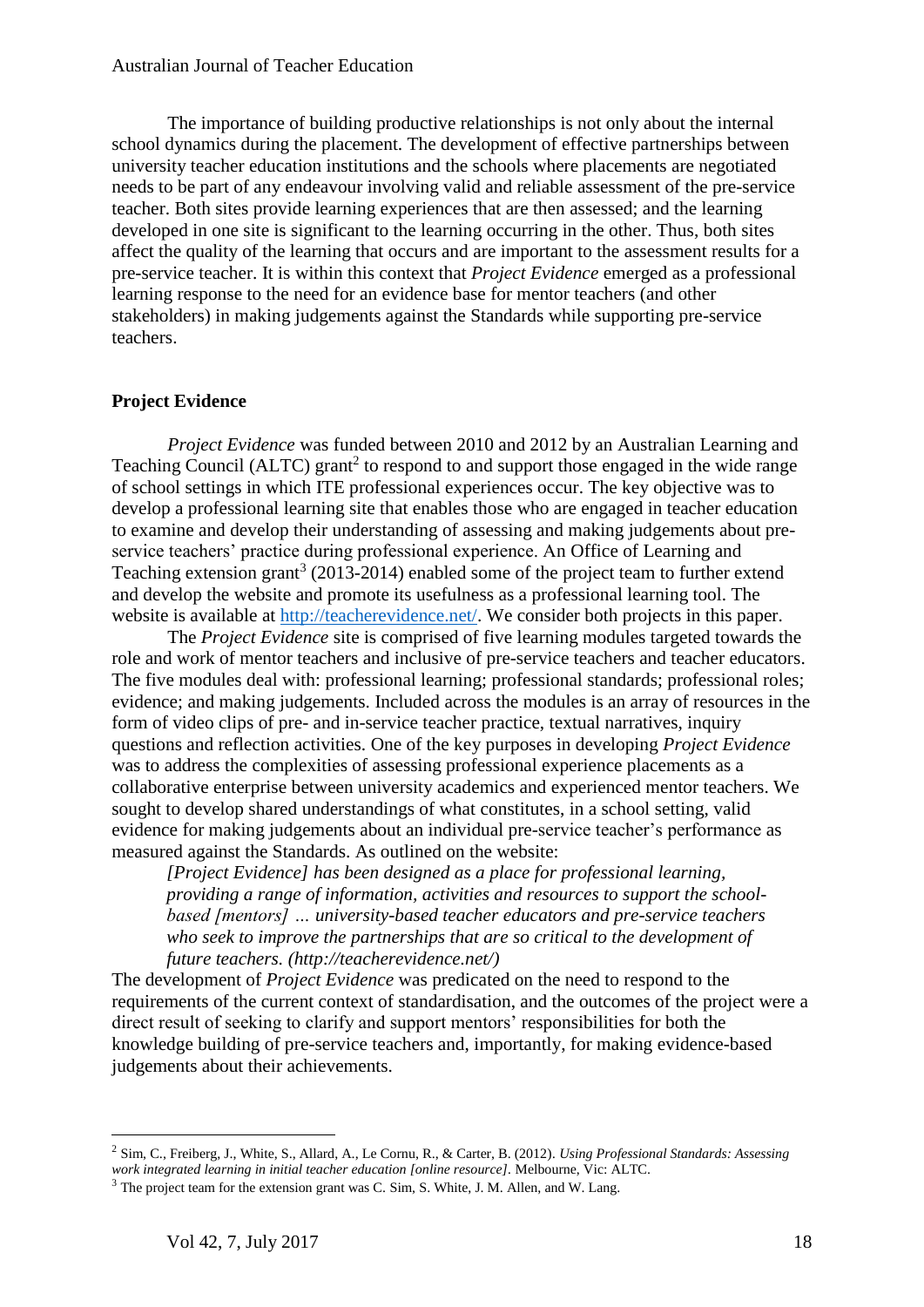The importance of building productive relationships is not only about the internal school dynamics during the placement. The development of effective partnerships between university teacher education institutions and the schools where placements are negotiated needs to be part of any endeavour involving valid and reliable assessment of the pre-service teacher. Both sites provide learning experiences that are then assessed; and the learning developed in one site is significant to the learning occurring in the other. Thus, both sites affect the quality of the learning that occurs and are important to the assessment results for a pre-service teacher. It is within this context that *Project Evidence* emerged as a professional learning response to the need for an evidence base for mentor teachers (and other stakeholders) in making judgements against the Standards while supporting pre-service teachers.

## Project Evidence

*Project Evidence* was funded between 2010 and 2012 by an Australian Learning and Teaching Council (ALTC) grant[2] to respond to and support those engaged in the wide range of school settings in which ITE professional experiences occur. The key objective was to develop a professional learning site that enables those who are engaged in teacher education to examine and develop their understanding of assessing and making judgements about pre-service teachers' practice during professional experience. An Office of Learning and Teaching extension grant[3] (2013-2014) enabled some of the project team to further extend and develop the website and promote its usefulness as a professional learning tool. The website is available at http://teacherevidence.net/. We consider both projects in this paper.

The *Project Evidence* site is comprised of five learning modules targeted towards the role and work of mentor teachers and inclusive of pre-service teachers and teacher educators. The five modules deal with: professional learning; professional standards; professional roles; evidence; and making judgements. Included across the modules is an array of resources in the form of video clips of pre- and in-service teacher practice, textual narratives, inquiry questions and reflection activities. One of the key purposes in developing *Project Evidence* was to address the complexities of assessing professional experience placements as a collaborative enterprise between university academics and experienced mentor teachers. We sought to develop shared understandings of what constitutes, in a school setting, valid evidence for making judgements about an individual pre-service teacher's performance as measured against the Standards. As outlined on the website:

> *[Project Evidence] has been designed as a place for professional learning, providing a range of information, activities and resources to support the school-based [mentors] … university-based teacher educators and pre-service teachers who seek to improve the partnerships that are so critical to the development of future teachers. (http://teacherevidence.net/)*

The development of *Project Evidence* was predicated on the need to respond to the requirements of the current context of standardisation, and the outcomes of the project were a direct result of seeking to clarify and support mentors' responsibilities for both the knowledge building of pre-service teachers and, importantly, for making evidence-based judgements about their achievements.

---

[2] Sim, C., Freiberg, J., White, S., Allard, A., Le Cornu, R., & Carter, B. (2012). *Using Professional Standards: Assessing work integrated learning in initial teacher education [online resource]*. Melbourne, Vic: ALTC.

[3] The project team for the extension grant was C. Sim, S. White, J. M. Allen, and W. Lang.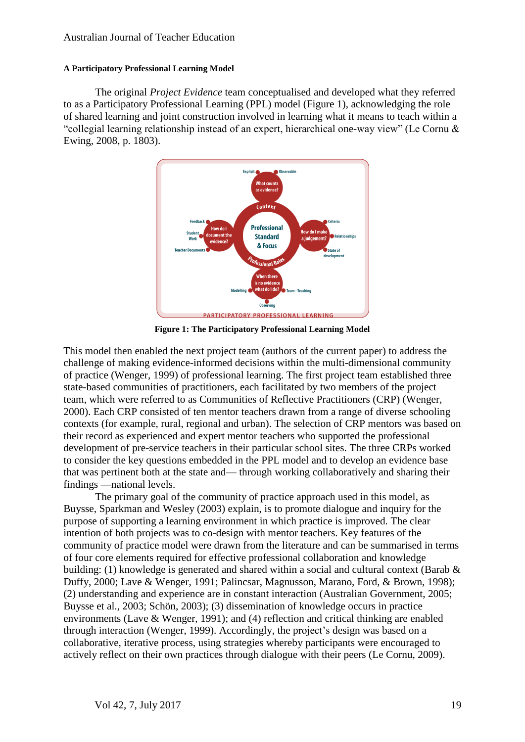#### A Participatory Professional Learning Model

The original *Project Evidence* team conceptualised and developed what they referred to as a Participatory Professional Learning (PPL) model (Figure 1), acknowledging the role of shared learning and joint construction involved in learning what it means to teach within a "collegial learning relationship instead of an expert, hierarchical one-way view" (Le Cornu & Ewing, 2008, p. 1803).

**Figure 1: The Participatory Professional Learning Model**

This model then enabled the next project team (authors of the current paper) to address the challenge of making evidence-informed decisions within the multi-dimensional community of practice (Wenger, 1999) of professional learning. The first project team established three state-based communities of practitioners, each facilitated by two members of the project team, which were referred to as Communities of Reflective Practitioners (CRP) (Wenger, 2000). Each CRP consisted of ten mentor teachers drawn from a range of diverse schooling contexts (for example, rural, regional and urban). The selection of CRP mentors was based on their record as experienced and expert mentor teachers who supported the professional development of pre-service teachers in their particular school sites. The three CRPs worked to consider the key questions embedded in the PPL model and to develop an evidence base that was pertinent both at the state and— through working collaboratively and sharing their findings —national levels.

The primary goal of the community of practice approach used in this model, as Buysse, Sparkman and Wesley (2003) explain, is to promote dialogue and inquiry for the purpose of supporting a learning environment in which practice is improved. The clear intention of both projects was to co-design with mentor teachers. Key features of the community of practice model were drawn from the literature and can be summarised in terms of four core elements required for effective professional collaboration and knowledge building: (1) knowledge is generated and shared within a social and cultural context (Barab & Duffy, 2000; Lave & Wenger, 1991; Palincsar, Magnusson, Marano, Ford, & Brown, 1998); (2) understanding and experience are in constant interaction (Australian Government, 2005; Buysse et al., 2003; Schön, 2003); (3) dissemination of knowledge occurs in practice environments (Lave & Wenger, 1991); and (4) reflection and critical thinking are enabled through interaction (Wenger, 1999). Accordingly, the project's design was based on a collaborative, iterative process, using strategies whereby participants were encouraged to actively reflect on their own practices through dialogue with their peers (Le Cornu, 2009).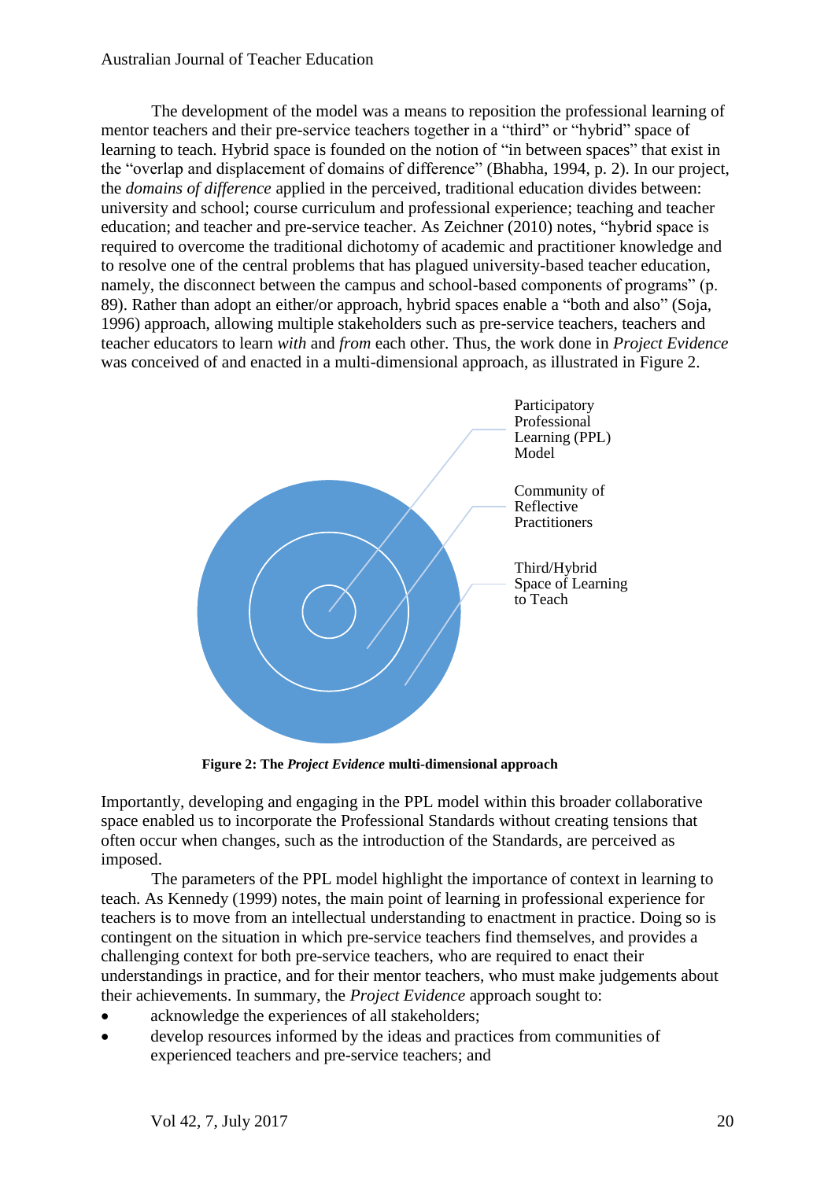The development of the model was a means to reposition the professional learning of mentor teachers and their pre-service teachers together in a "third" or "hybrid" space of learning to teach. Hybrid space is founded on the notion of "in between spaces" that exist in the "overlap and displacement of domains of difference" (Bhabha, 1994, p. 2). In our project, the *domains of difference* applied in the perceived, traditional education divides between: university and school; course curriculum and professional experience; teaching and teacher education; and teacher and pre-service teacher. As Zeichner (2010) notes, "hybrid space is required to overcome the traditional dichotomy of academic and practitioner knowledge and to resolve one of the central problems that has plagued university-based teacher education, namely, the disconnect between the campus and school-based components of programs" (p. 89). Rather than adopt an either/or approach, hybrid spaces enable a "both and also" (Soja, 1996) approach, allowing multiple stakeholders such as pre-service teachers, teachers and teacher educators to learn *with* and *from* each other. Thus, the work done in *Project Evidence* was conceived of and enacted in a multi-dimensional approach, as illustrated in Figure 2.

Participatory Professional Learning (PPL) Model

Community of Reflective Practitioners

Third/Hybrid Space of Learning to Teach

**Figure 2: The *Project Evidence* multi-dimensional approach**

Importantly, developing and engaging in the PPL model within this broader collaborative space enabled us to incorporate the Professional Standards without creating tensions that often occur when changes, such as the introduction of the Standards, are perceived as imposed.

The parameters of the PPL model highlight the importance of context in learning to teach. As Kennedy (1999) notes, the main point of learning in professional experience for teachers is to move from an intellectual understanding to enactment in practice. Doing so is contingent on the situation in which pre-service teachers find themselves, and provides a challenging context for both pre-service teachers, who are required to enact their understandings in practice, and for their mentor teachers, who must make judgements about their achievements. In summary, the *Project Evidence* approach sought to:

- acknowledge the experiences of all stakeholders;
- develop resources informed by the ideas and practices from communities of experienced teachers and pre-service teachers; and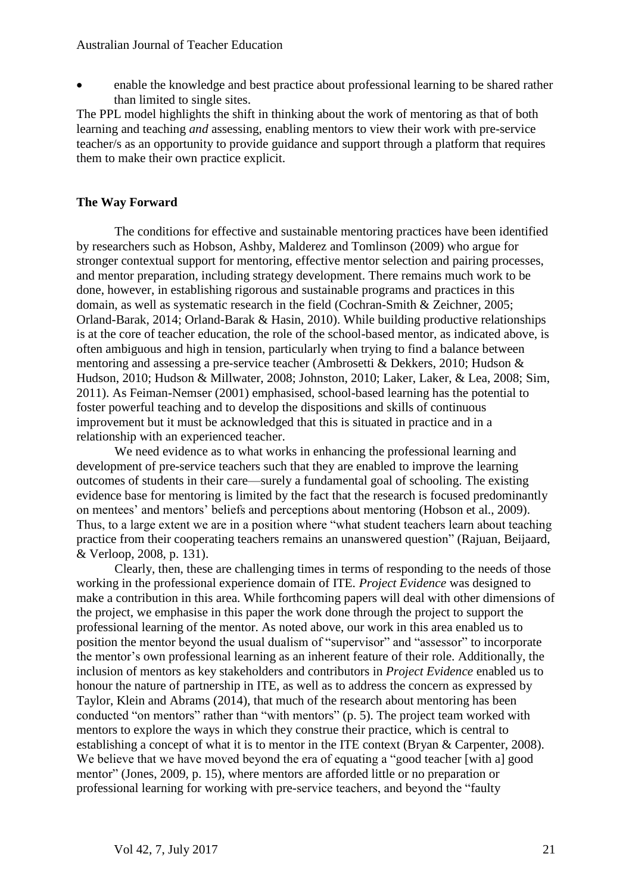- enable the knowledge and best practice about professional learning to be shared rather than limited to single sites.

The PPL model highlights the shift in thinking about the work of mentoring as that of both learning and teaching *and* assessing, enabling mentors to view their work with pre-service teacher/s as an opportunity to provide guidance and support through a platform that requires them to make their own practice explicit.

## The Way Forward

The conditions for effective and sustainable mentoring practices have been identified by researchers such as Hobson, Ashby, Malderez and Tomlinson (2009) who argue for stronger contextual support for mentoring, effective mentor selection and pairing processes, and mentor preparation, including strategy development. There remains much work to be done, however, in establishing rigorous and sustainable programs and practices in this domain, as well as systematic research in the field (Cochran-Smith & Zeichner, 2005; Orland-Barak, 2014; Orland-Barak & Hasin, 2010). While building productive relationships is at the core of teacher education, the role of the school-based mentor, as indicated above, is often ambiguous and high in tension, particularly when trying to find a balance between mentoring and assessing a pre-service teacher (Ambrosetti & Dekkers, 2010; Hudson & Hudson, 2010; Hudson & Millwater, 2008; Johnston, 2010; Laker, Laker, & Lea, 2008; Sim, 2011). As Feiman-Nemser (2001) emphasised, school-based learning has the potential to foster powerful teaching and to develop the dispositions and skills of continuous improvement but it must be acknowledged that this is situated in practice and in a relationship with an experienced teacher.

We need evidence as to what works in enhancing the professional learning and development of pre-service teachers such that they are enabled to improve the learning outcomes of students in their care—surely a fundamental goal of schooling. The existing evidence base for mentoring is limited by the fact that the research is focused predominantly on mentees' and mentors' beliefs and perceptions about mentoring (Hobson et al., 2009). Thus, to a large extent we are in a position where "what student teachers learn about teaching practice from their cooperating teachers remains an unanswered question" (Rajuan, Beijaard, & Verloop, 2008, p. 131).

Clearly, then, these are challenging times in terms of responding to the needs of those working in the professional experience domain of ITE. *Project Evidence* was designed to make a contribution in this area. While forthcoming papers will deal with other dimensions of the project, we emphasise in this paper the work done through the project to support the professional learning of the mentor. As noted above, our work in this area enabled us to position the mentor beyond the usual dualism of "supervisor" and "assessor" to incorporate the mentor's own professional learning as an inherent feature of their role. Additionally, the inclusion of mentors as key stakeholders and contributors in *Project Evidence* enabled us to honour the nature of partnership in ITE, as well as to address the concern as expressed by Taylor, Klein and Abrams (2014), that much of the research about mentoring has been conducted "on mentors" rather than "with mentors" (p. 5). The project team worked with mentors to explore the ways in which they construe their practice, which is central to establishing a concept of what it is to mentor in the ITE context (Bryan & Carpenter, 2008). We believe that we have moved beyond the era of equating a "good teacher [with a] good mentor" (Jones, 2009, p. 15), where mentors are afforded little or no preparation or professional learning for working with pre-service teachers, and beyond the "faulty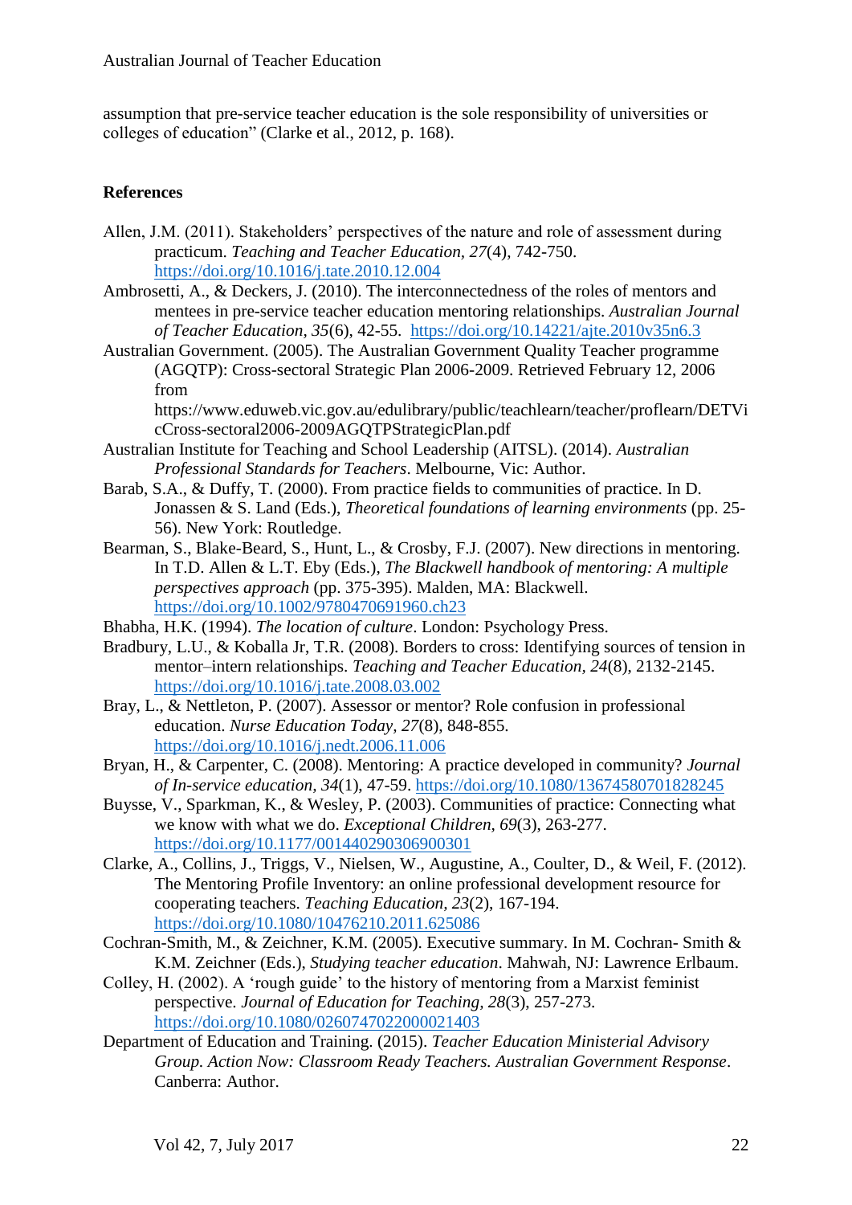assumption that pre-service teacher education is the sole responsibility of universities or colleges of education" (Clarke et al., 2012, p. 168).

## References

Allen, J.M. (2011). Stakeholders' perspectives of the nature and role of assessment during practicum. *Teaching and Teacher Education*, *27*(4), 742-750. https://doi.org/10.1016/j.tate.2010.12.004

Ambrosetti, A., & Deckers, J. (2010). The interconnectedness of the roles of mentors and mentees in pre-service teacher education mentoring relationships. *Australian Journal of Teacher Education*, *35*(6), 42-55. https://doi.org/10.14221/ajte.2010v35n6.3

Australian Government. (2005). The Australian Government Quality Teacher programme (AGQTP): Cross-sectoral Strategic Plan 2006-2009. Retrieved February 12, 2006 from https://www.eduweb.vic.gov.au/edulibrary/public/teachlearn/teacher/proflearn/DETVicCross-sectoral2006-2009AGQTPStrategicPlan.pdf

Australian Institute for Teaching and School Leadership (AITSL). (2014). *Australian Professional Standards for Teachers*. Melbourne, Vic: Author.

Barab, S.A., & Duffy, T. (2000). From practice fields to communities of practice. In D. Jonassen & S. Land (Eds.), *Theoretical foundations of learning environments* (pp. 25-56). New York: Routledge.

Bearman, S., Blake-Beard, S., Hunt, L., & Crosby, F.J. (2007). New directions in mentoring. In T.D. Allen & L.T. Eby (Eds.), *The Blackwell handbook of mentoring: A multiple perspectives approach* (pp. 375-395). Malden, MA: Blackwell. https://doi.org/10.1002/9780470691960.ch23

Bhabha, H.K. (1994). *The location of culture*. London: Psychology Press.

Bradbury, L.U., & Koballa Jr, T.R. (2008). Borders to cross: Identifying sources of tension in mentor–intern relationships. *Teaching and Teacher Education*, *24*(8), 2132-2145. https://doi.org/10.1016/j.tate.2008.03.002

Bray, L., & Nettleton, P. (2007). Assessor or mentor? Role confusion in professional education. *Nurse Education Today*, *27*(8), 848-855. https://doi.org/10.1016/j.nedt.2006.11.006

Bryan, H., & Carpenter, C. (2008). Mentoring: A practice developed in community? *Journal of In-service education*, *34*(1), 47-59. https://doi.org/10.1080/13674580701828245

Buysse, V., Sparkman, K., & Wesley, P. (2003). Communities of practice: Connecting what we know with what we do. *Exceptional Children*, *69*(3), 263-277. https://doi.org/10.1177/001440290306900301

Clarke, A., Collins, J., Triggs, V., Nielsen, W., Augustine, A., Coulter, D., & Weil, F. (2012). The Mentoring Profile Inventory: an online professional development resource for cooperating teachers. *Teaching Education*, *23*(2), 167-194. https://doi.org/10.1080/10476210.2011.625086

Cochran-Smith, M., & Zeichner, K.M. (2005). Executive summary. In M. Cochran- Smith & K.M. Zeichner (Eds.), *Studying teacher education*. Mahwah, NJ: Lawrence Erlbaum.

Colley, H. (2002). A 'rough guide' to the history of mentoring from a Marxist feminist perspective. *Journal of Education for Teaching*, *28*(3), 257-273. https://doi.org/10.1080/0260747022000021403

Department of Education and Training. (2015). *Teacher Education Ministerial Advisory Group. Action Now: Classroom Ready Teachers. Australian Government Response*. Canberra: Author.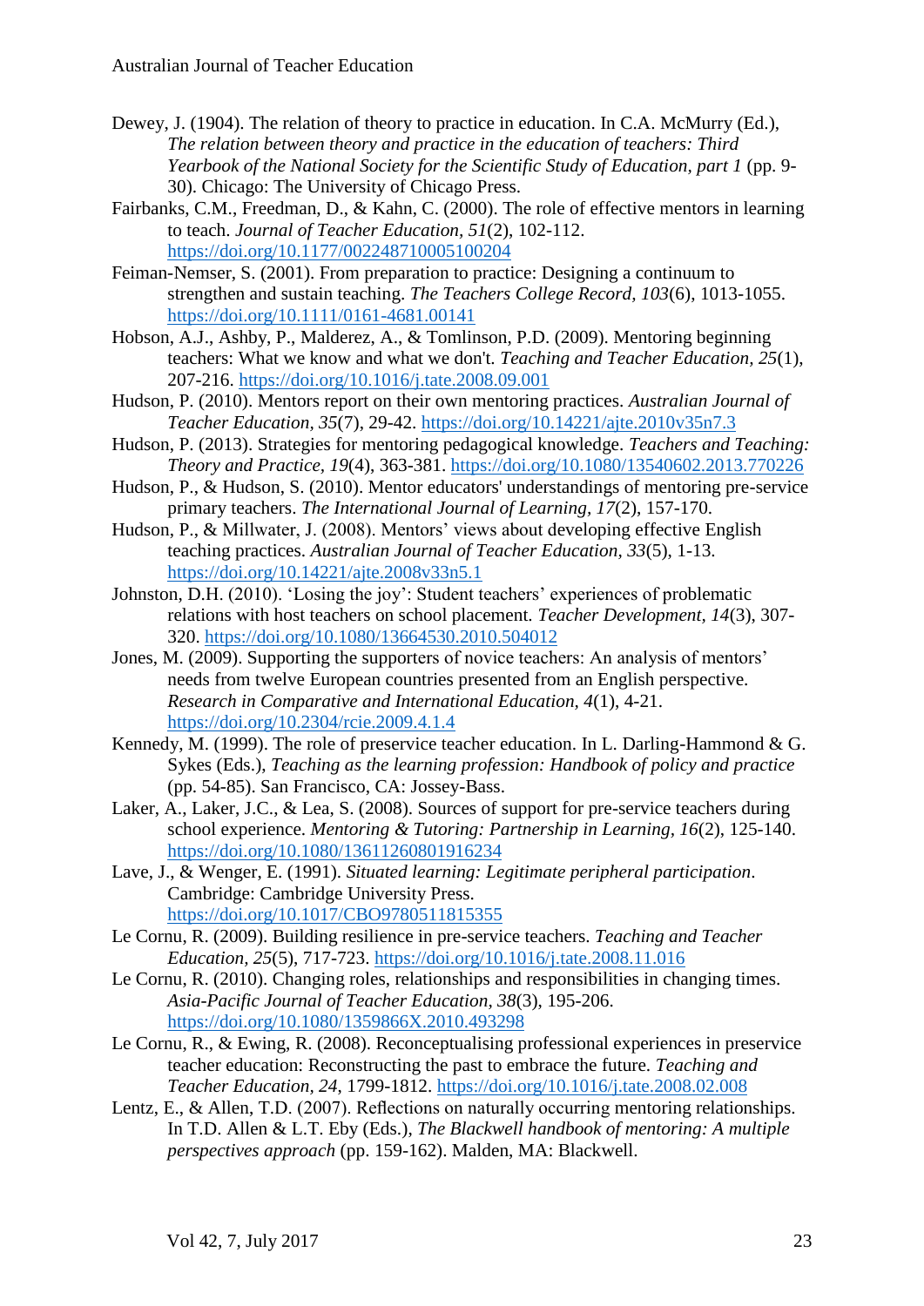Dewey, J. (1904). The relation of theory to practice in education. In C.A. McMurry (Ed.), *The relation between theory and practice in the education of teachers: Third Yearbook of the National Society for the Scientific Study of Education, part 1* (pp. 9-30). Chicago: The University of Chicago Press.

Fairbanks, C.M., Freedman, D., & Kahn, C. (2000). The role of effective mentors in learning to teach. *Journal of Teacher Education, 51*(2), 102-112. https://doi.org/10.1177/002248710005100204

Feiman-Nemser, S. (2001). From preparation to practice: Designing a continuum to strengthen and sustain teaching. *The Teachers College Record, 103*(6), 1013-1055. https://doi.org/10.1111/0161-4681.00141

Hobson, A.J., Ashby, P., Malderez, A., & Tomlinson, P.D. (2009). Mentoring beginning teachers: What we know and what we don't. *Teaching and Teacher Education, 25*(1), 207-216. https://doi.org/10.1016/j.tate.2008.09.001

Hudson, P. (2010). Mentors report on their own mentoring practices. *Australian Journal of Teacher Education, 35*(7), 29-42. https://doi.org/10.14221/ajte.2010v35n7.3

Hudson, P. (2013). Strategies for mentoring pedagogical knowledge. *Teachers and Teaching: Theory and Practice, 19*(4), 363-381. https://doi.org/10.1080/13540602.2013.770226

Hudson, P., & Hudson, S. (2010). Mentor educators' understandings of mentoring pre-service primary teachers. *The International Journal of Learning, 17*(2), 157-170.

Hudson, P., & Millwater, J. (2008). Mentors' views about developing effective English teaching practices. *Australian Journal of Teacher Education, 33*(5), 1-13. https://doi.org/10.14221/ajte.2008v33n5.1

Johnston, D.H. (2010). 'Losing the joy': Student teachers' experiences of problematic relations with host teachers on school placement. *Teacher Development, 14*(3), 307-320. https://doi.org/10.1080/13664530.2010.504012

Jones, M. (2009). Supporting the supporters of novice teachers: An analysis of mentors' needs from twelve European countries presented from an English perspective. *Research in Comparative and International Education, 4*(1), 4-21. https://doi.org/10.2304/rcie.2009.4.1.4

Kennedy, M. (1999). The role of preservice teacher education. In L. Darling-Hammond & G. Sykes (Eds.), *Teaching as the learning profession: Handbook of policy and practice* (pp. 54-85). San Francisco, CA: Jossey-Bass.

Laker, A., Laker, J.C., & Lea, S. (2008). Sources of support for pre-service teachers during school experience. *Mentoring & Tutoring: Partnership in Learning, 16*(2), 125-140. https://doi.org/10.1080/13611260801916234

Lave, J., & Wenger, E. (1991). *Situated learning: Legitimate peripheral participation*. Cambridge: Cambridge University Press. https://doi.org/10.1017/CBO9780511815355

Le Cornu, R. (2009). Building resilience in pre-service teachers. *Teaching and Teacher Education, 25*(5), 717-723. https://doi.org/10.1016/j.tate.2008.11.016

Le Cornu, R. (2010). Changing roles, relationships and responsibilities in changing times. *Asia-Pacific Journal of Teacher Education, 38*(3), 195-206. https://doi.org/10.1080/1359866X.2010.493298

Le Cornu, R., & Ewing, R. (2008). Reconceptualising professional experiences in preservice teacher education: Reconstructing the past to embrace the future. *Teaching and Teacher Education, 24*, 1799-1812. https://doi.org/10.1016/j.tate.2008.02.008

Lentz, E., & Allen, T.D. (2007). Reflections on naturally occurring mentoring relationships. In T.D. Allen & L.T. Eby (Eds.), *The Blackwell handbook of mentoring: A multiple perspectives approach* (pp. 159-162). Malden, MA: Blackwell.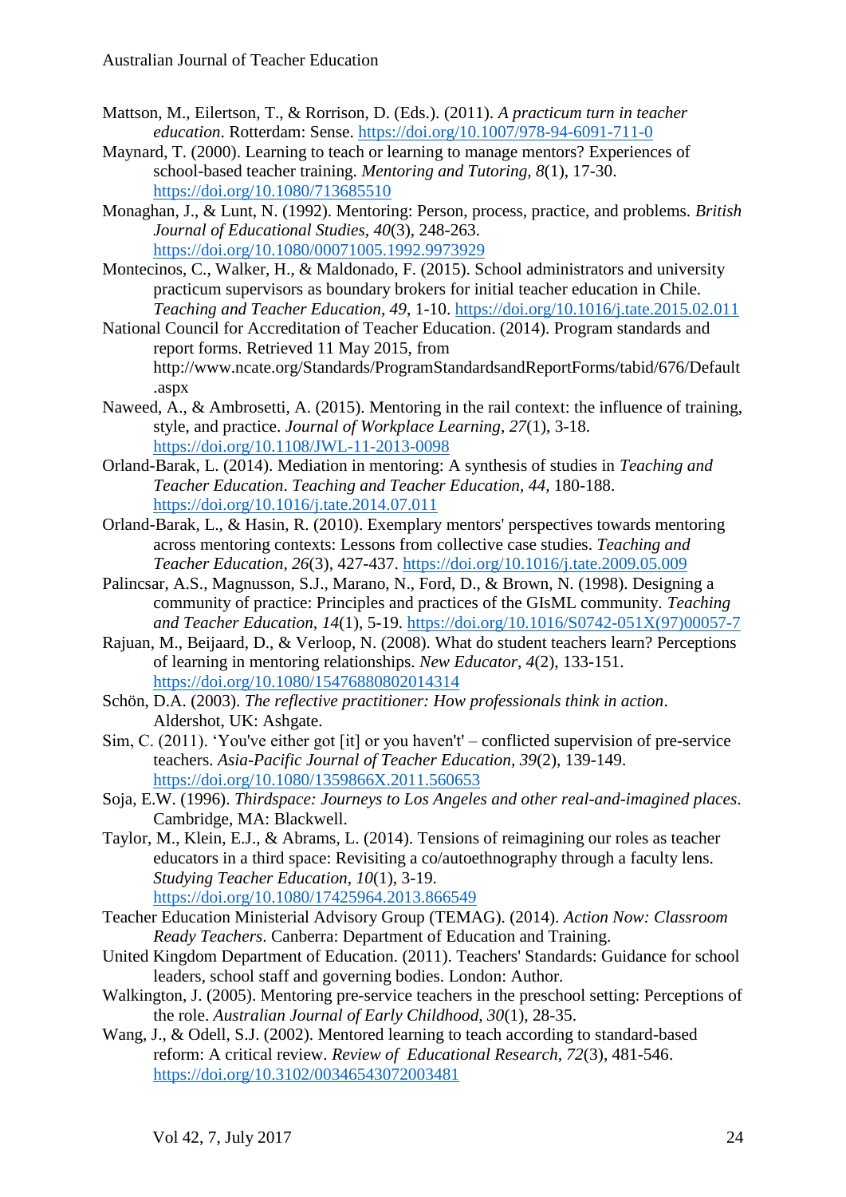Mattson, M., Eilertson, T., & Rorrison, D. (Eds.). (2011). *A practicum turn in teacher education*. Rotterdam: Sense. https://doi.org/10.1007/978-94-6091-711-0

Maynard, T. (2000). Learning to teach or learning to manage mentors? Experiences of school-based teacher training. *Mentoring and Tutoring, 8*(1), 17-30. https://doi.org/10.1080/713685510

Monaghan, J., & Lunt, N. (1992). Mentoring: Person, process, practice, and problems. *British Journal of Educational Studies*, *40*(3), 248-263. https://doi.org/10.1080/00071005.1992.9973929

Montecinos, C., Walker, H., & Maldonado, F. (2015). School administrators and university practicum supervisors as boundary brokers for initial teacher education in Chile. *Teaching and Teacher Education, 49*, 1-10. https://doi.org/10.1016/j.tate.2015.02.011

National Council for Accreditation of Teacher Education. (2014). Program standards and report forms. Retrieved 11 May 2015, from http://www.ncate.org/Standards/ProgramStandardsandReportForms/tabid/676/Default.aspx

Naweed, A., & Ambrosetti, A. (2015). Mentoring in the rail context: the influence of training, style, and practice. *Journal of Workplace Learning, 27*(1), 3-18. https://doi.org/10.1108/JWL-11-2013-0098

Orland-Barak, L. (2014). Mediation in mentoring: A synthesis of studies in *Teaching and Teacher Education*. *Teaching and Teacher Education, 44*, 180-188. https://doi.org/10.1016/j.tate.2014.07.011

Orland-Barak, L., & Hasin, R. (2010). Exemplary mentors' perspectives towards mentoring across mentoring contexts: Lessons from collective case studies. *Teaching and Teacher Education, 26*(3), 427-437. https://doi.org/10.1016/j.tate.2009.05.009

Palincsar, A.S., Magnusson, S.J., Marano, N., Ford, D., & Brown, N. (1998). Designing a community of practice: Principles and practices of the GIsML community. *Teaching and Teacher Education, 14*(1), 5-19. https://doi.org/10.1016/S0742-051X(97)00057-7

Rajuan, M., Beijaard, D., & Verloop, N. (2008). What do student teachers learn? Perceptions of learning in mentoring relationships. *New Educator, 4*(2), 133-151. https://doi.org/10.1080/15476880802014314

Schön, D.A. (2003). *The reflective practitioner: How professionals think in action*. Aldershot, UK: Ashgate.

Sim, C. (2011). 'You've either got [it] or you haven't' – conflicted supervision of pre-service teachers. *Asia-Pacific Journal of Teacher Education, 39*(2), 139-149. https://doi.org/10.1080/1359866X.2011.560653

Soja, E.W. (1996). *Thirdspace: Journeys to Los Angeles and other real-and-imagined places*. Cambridge, MA: Blackwell.

Taylor, M., Klein, E.J., & Abrams, L. (2014). Tensions of reimagining our roles as teacher educators in a third space: Revisiting a co/autoethnography through a faculty lens. *Studying Teacher Education, 10*(1), 3-19. https://doi.org/10.1080/17425964.2013.866549

Teacher Education Ministerial Advisory Group (TEMAG). (2014). *Action Now: Classroom Ready Teachers*. Canberra: Department of Education and Training.

United Kingdom Department of Education. (2011). Teachers' Standards: Guidance for school leaders, school staff and governing bodies. London: Author.

Walkington, J. (2005). Mentoring pre-service teachers in the preschool setting: Perceptions of the role. *Australian Journal of Early Childhood, 30*(1), 28-35.

Wang, J., & Odell, S.J. (2002). Mentored learning to teach according to standard-based reform: A critical review. *Review of Educational Research, 72*(3), 481-546. https://doi.org/10.3102/00346543072003481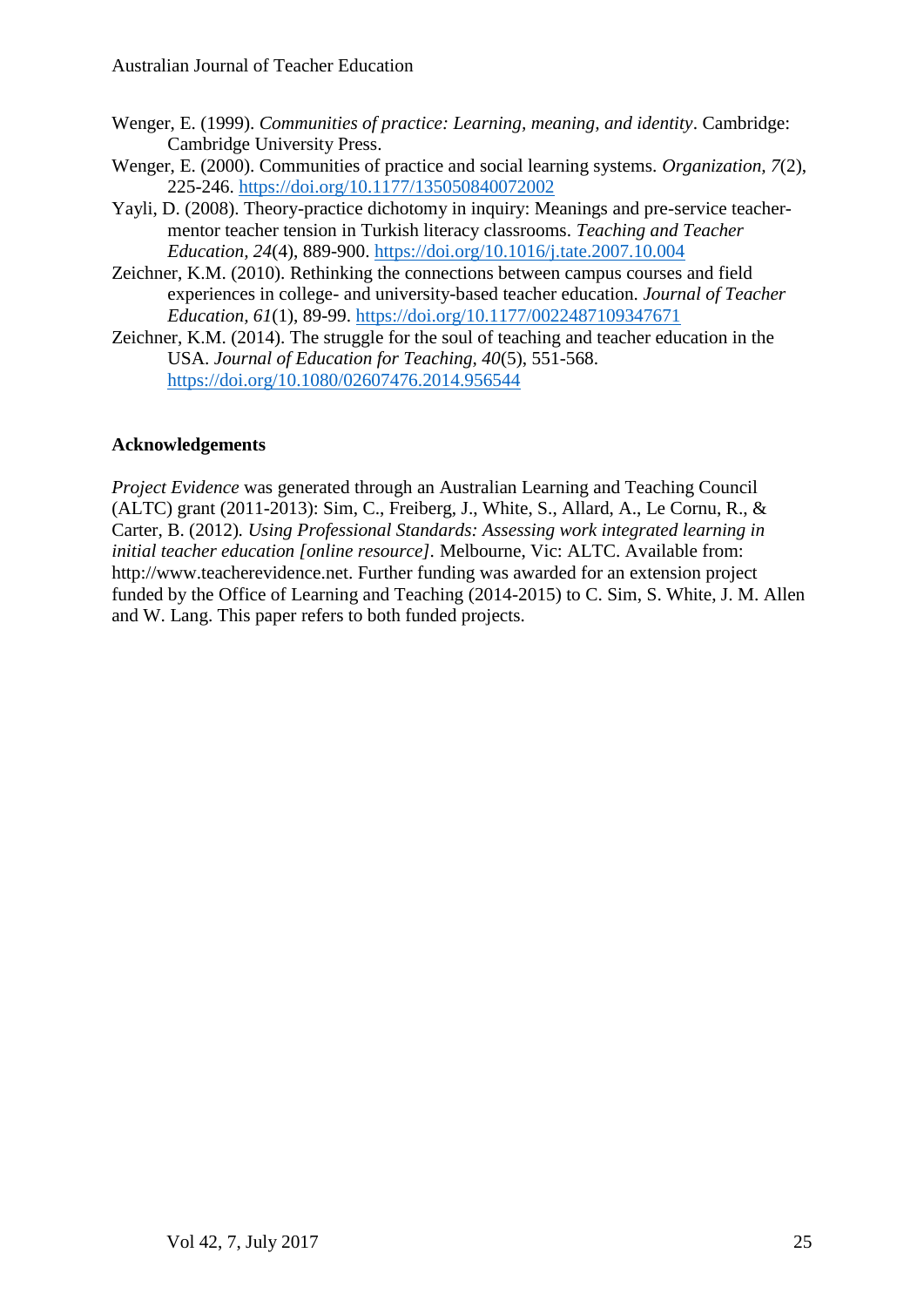Wenger, E. (1999). *Communities of practice: Learning, meaning, and identity*. Cambridge: Cambridge University Press.

Wenger, E. (2000). Communities of practice and social learning systems. *Organization*, *7*(2), 225-246. https://doi.org/10.1177/135050840072002

Yayli, D. (2008). Theory-practice dichotomy in inquiry: Meanings and pre-service teacher-mentor teacher tension in Turkish literacy classrooms. *Teaching and Teacher Education*, *24*(4), 889-900. https://doi.org/10.1016/j.tate.2007.10.004

Zeichner, K.M. (2010). Rethinking the connections between campus courses and field experiences in college- and university-based teacher education. *Journal of Teacher Education*, *61*(1), 89-99. https://doi.org/10.1177/0022487109347671

Zeichner, K.M. (2014). The struggle for the soul of teaching and teacher education in the USA. *Journal of Education for Teaching*, *40*(5), 551-568. https://doi.org/10.1080/02607476.2014.956544

## Acknowledgements

*Project Evidence* was generated through an Australian Learning and Teaching Council (ALTC) grant (2011-2013): Sim, C., Freiberg, J., White, S., Allard, A., Le Cornu, R., & Carter, B. (2012). *Using Professional Standards: Assessing work integrated learning in initial teacher education [online resource]*. Melbourne, Vic: ALTC. Available from: http://www.teacherevidence.net. Further funding was awarded for an extension project funded by the Office of Learning and Teaching (2014-2015) to C. Sim, S. White, J. M. Allen and W. Lang. This paper refers to both funded projects.